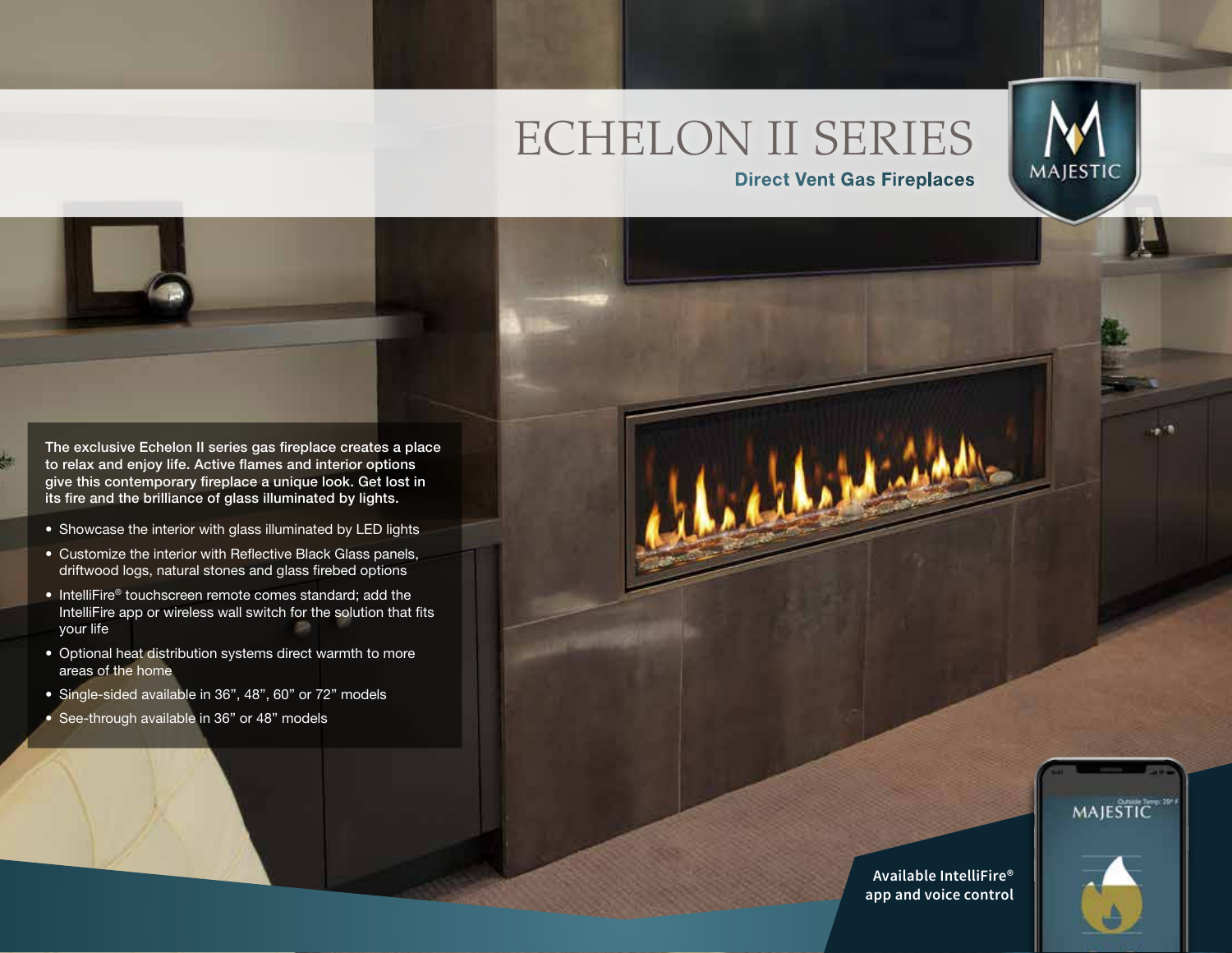# ECHELON II SERIES

## Direct Vent Gas Fireplaces

MAJESTIC

**The exclusive Echelon II series gas fireplace creates a place to relax and enjoy life. Active flames and interior options give this contemporary fireplace a unique look. Get lost in its fire and the brilliance of glass illuminated by lights.**

- Showcase the interior with glass illuminated by LED lights
- Customize the interior with Reflective Black Glass panels, driftwood logs, natural stones and glass firebed options
- IntelliFire® touchscreen remote comes standard; add the IntelliFire app or wireless wall switch for the solution that fits your life
- Optional heat distribution systems direct warmth to more areas of the home
- Single-sided available in 36", 48", 60" or 72" models
- See-through available in 36" or 48" models

Available IntelliFire® app and voice control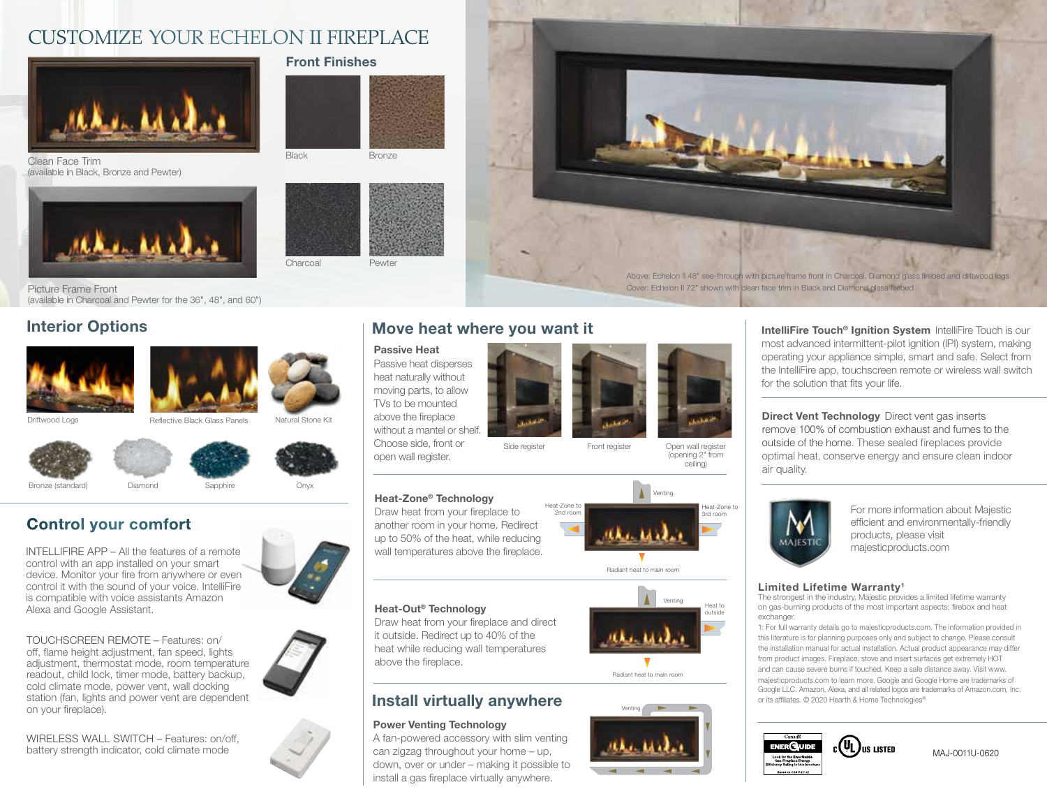# CUSTOMIZE YOUR ECHELON II FIREPLACE

Clean Face Trim
(available in Black, Bronze and Pewter)

Picture Frame Front
(available in Charcoal and Pewter for the 36", 48", and 60")

## Front Finishes

Black

Bronze

Charcoal

Pewter

Above: Echelon II 48" see-through with picture frame front in Charcoal, Diamond glass firebed and driftwood logs
Cover: Echelon II 72" shown with clean face trim in Black and Diamond glass firebed

## Interior Options

Driftwood Logs

Reflective Black Glass Panels

Natural Stone Kit

Bronze (standard)

Diamond

Sapphire

Onyx

## Control your comfort

INTELLIFIRE APP – All the features of a remote control with an app installed on your smart device. Monitor your fire from anywhere or even control it with the sound of your voice. IntelliFire is compatible with voice assistants Amazon Alexa and Google Assistant.

TOUCHSCREEN REMOTE – Features: on/off, flame height adjustment, fan speed, lights adjustment, thermostat mode, room temperature readout, child lock, timer mode, battery backup, cold climate mode, power vent, wall docking station (fan, lights and power vent are dependent on your fireplace).

WIRELESS WALL SWITCH – Features: on/off, battery strength indicator, cold climate mode

## Move heat where you want it

**Passive Heat**
Passive heat disperses heat naturally without moving parts, to allow TVs to be mounted above the fireplace without a mantel or shelf. Choose side, front or open wall register.

Side register

Front register

Open wall register (opening 2" from ceiling)

**Heat-Zone® Technology**
Draw heat from your fireplace to another room in your home. Redirect up to 50% of the heat, while reducing wall temperatures above the fireplace.

Venting

Heat-Zone to 2nd room

Heat-Zone to 3rd room

Radiant heat to main room

**Heat-Out® Technology**
Draw heat from your fireplace and direct it outside. Redirect up to 40% of the heat while reducing wall temperatures above the fireplace.

Venting

Heat to outside

Radiant heat to main room

## Install virtually anywhere

**Power Venting Technology**
A fan-powered accessory with slim venting can zigzag throughout your home – up, down, over or under – making it possible to install a gas fireplace virtually anywhere.

Venting

**IntelliFire Touch® Ignition System** IntelliFire Touch is our most advanced intermittent-pilot ignition (IPI) system, making operating your appliance simple, smart and safe. Select from the IntelliFire app, touchscreen remote or wireless wall switch for the solution that fits your life.

**Direct Vent Technology** Direct vent gas inserts remove 100% of combustion exhaust and fumes to the outside of the home. These sealed fireplaces provide optimal heat, conserve energy and ensure clean indoor air quality.

MAJESTIC

For more information about Majestic efficient and environmentally-friendly products, please visit majesticproducts.com

**Limited Lifetime Warranty[1]**
The strongest in the industry, Majestic provides a limited lifetime warranty on gas-burning products of the most important aspects: firebox and heat exchanger.

1: For full warranty details go to majesticproducts.com. The information provided in this literature is for planning purposes only and subject to change. Please consult the installation manual for actual installation. Actual product appearance may differ from product images. Fireplace, stove and insert surfaces get extremely HOT and can cause severe burns if touched. Keep a safe distance away. Visit www.majesticproducts.com to learn more. Google and Google Home are trademarks of Google LLC. Amazon, Alexa, and all related logos are trademarks of Amazon.com, Inc. or its affiliates. © 2020 Hearth & Home Technologies®

c UL US LISTED

MAJ-0011U-0620